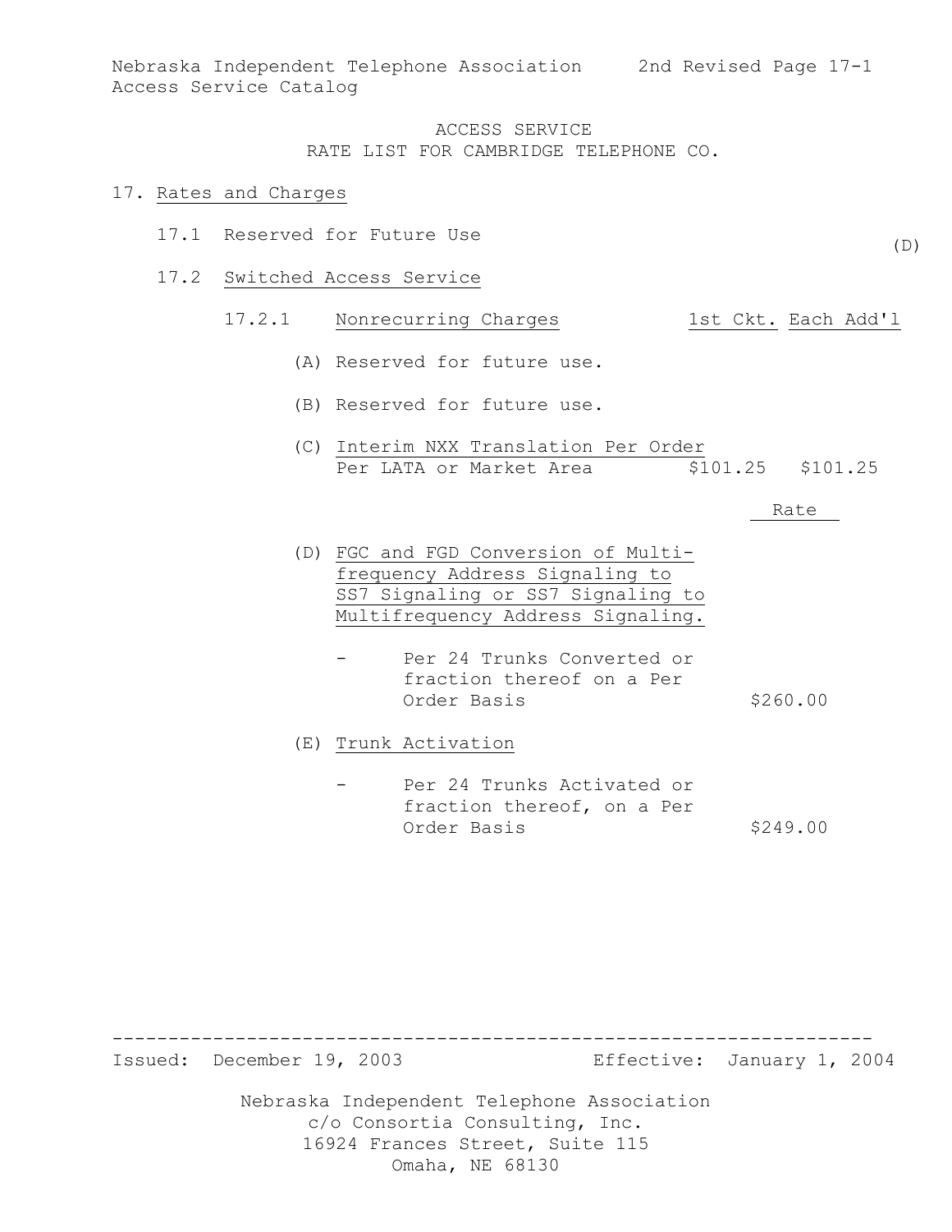ACCESS SERVICE
RATE LIST FOR CAMBRIDGE TELEPHONE CO.

# 17. Rates and Charges

## 17.1 Reserved for Future Use (D)

## 17.2 Switched Access Service

### 17.2.1 Nonrecurring Charges

| | 1st Ckt. | Each Add'l |
|---|---|---|
| (A) Reserved for future use. | | |
| (B) Reserved for future use. | | |
| (C) Interim NXX Translation Per Order Per LATA or Market Area | $101.25 | $101.25 |

| | Rate |
|---|---|
| (D) FGC and FGD Conversion of Multifrequency Address Signaling to SS7 Signaling or SS7 Signaling to Multifrequency Address Signaling. | |
| - Per 24 Trunks Converted or fraction thereof on a Per Order Basis | $260.00 |
| (E) Trunk Activation | |
| - Per 24 Trunks Activated or fraction thereof, on a Per Order Basis | $249.00 |

Issued: December 19, 2003 Effective: January 1, 2004

Nebraska Independent Telephone Association
c/o Consortia Consulting, Inc.
16924 Frances Street, Suite 115
Omaha, NE 68130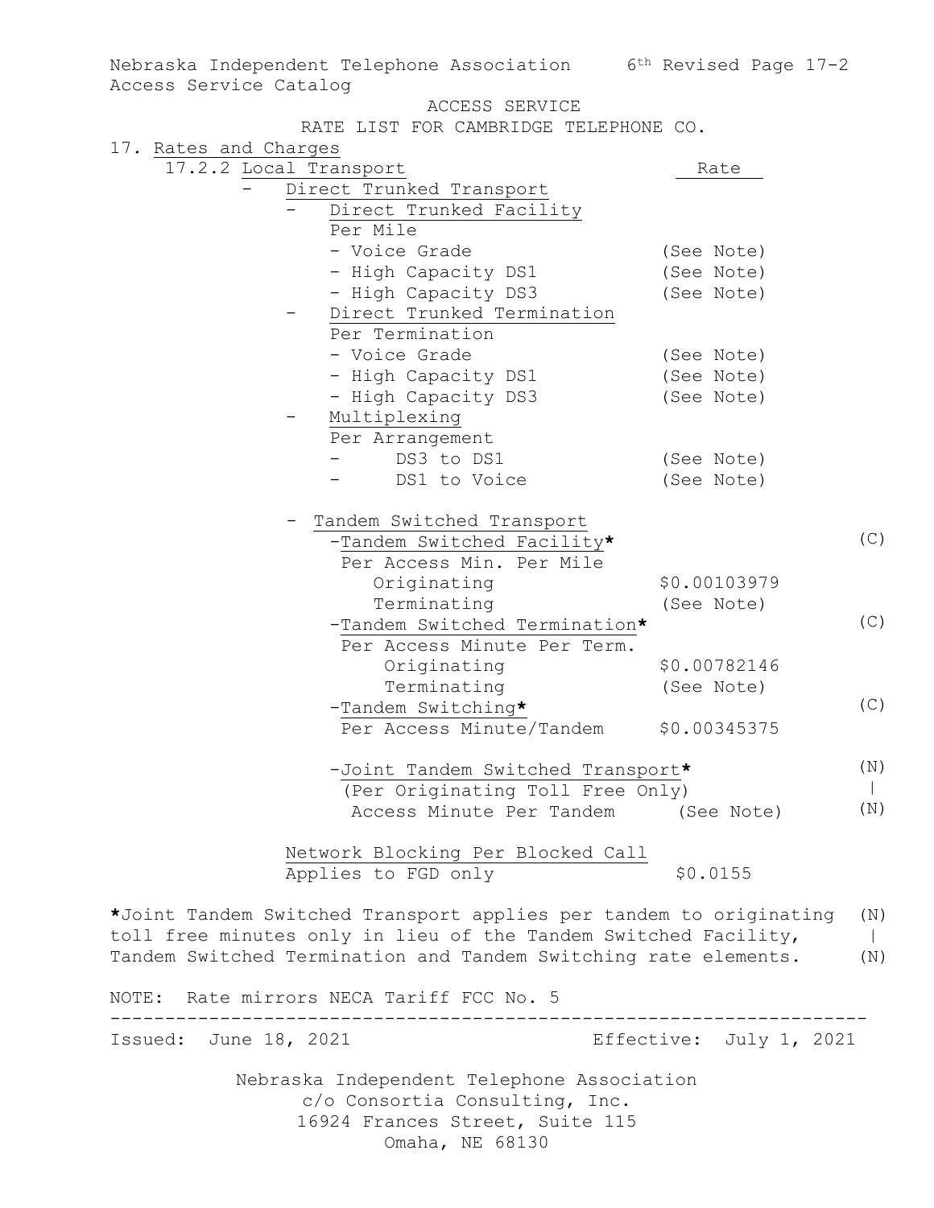ACCESS SERVICE

RATE LIST FOR CAMBRIDGE TELEPHONE CO.

17. Rates and Charges

17.2.2 Local Transport

| | Rate | |
|---|---|---|
| - Direct Trunked Transport | | |
| - Direct Trunked Facility | | |
| Per Mile | | |
| - Voice Grade | (See Note) | |
| - High Capacity DS1 | (See Note) | |
| - High Capacity DS3 | (See Note) | |
| - Direct Trunked Termination | | |
| Per Termination | | |
| - Voice Grade | (See Note) | |
| - High Capacity DS1 | (See Note) | |
| - High Capacity DS3 | (See Note) | |
| - Multiplexing | | |
| Per Arrangement | | |
| - DS3 to DS1 | (See Note) | |
| - DS1 to Voice | (See Note) | |
| - Tandem Switched Transport | | |
| -Tandem Switched Facility* | | (C) |
| Per Access Min. Per Mile | | |
| Originating | $0.00103979 | |
| Terminating | (See Note) | |
| -Tandem Switched Termination* | | (C) |
| Per Access Minute Per Term. | | |
| Originating | $0.00782146 | |
| Terminating | (See Note) | |
| -Tandem Switching* | | (C) |
| Per Access Minute/Tandem | $0.00345375 | |
| -Joint Tandem Switched Transport* | | (N) |
| (Per Originating Toll Free Only) | | \| |
| Access Minute Per Tandem | (See Note) | (N) |
| Network Blocking Per Blocked Call | | |
| Applies to FGD only | $0.0155 | |

*Joint Tandem Switched Transport applies per tandem to originating toll free minutes only in lieu of the Tandem Switched Facility, Tandem Switched Termination and Tandem Switching rate elements. (N)

NOTE: Rate mirrors NECA Tariff FCC No. 5

Issued: June 18, 2021 Effective: July 1, 2021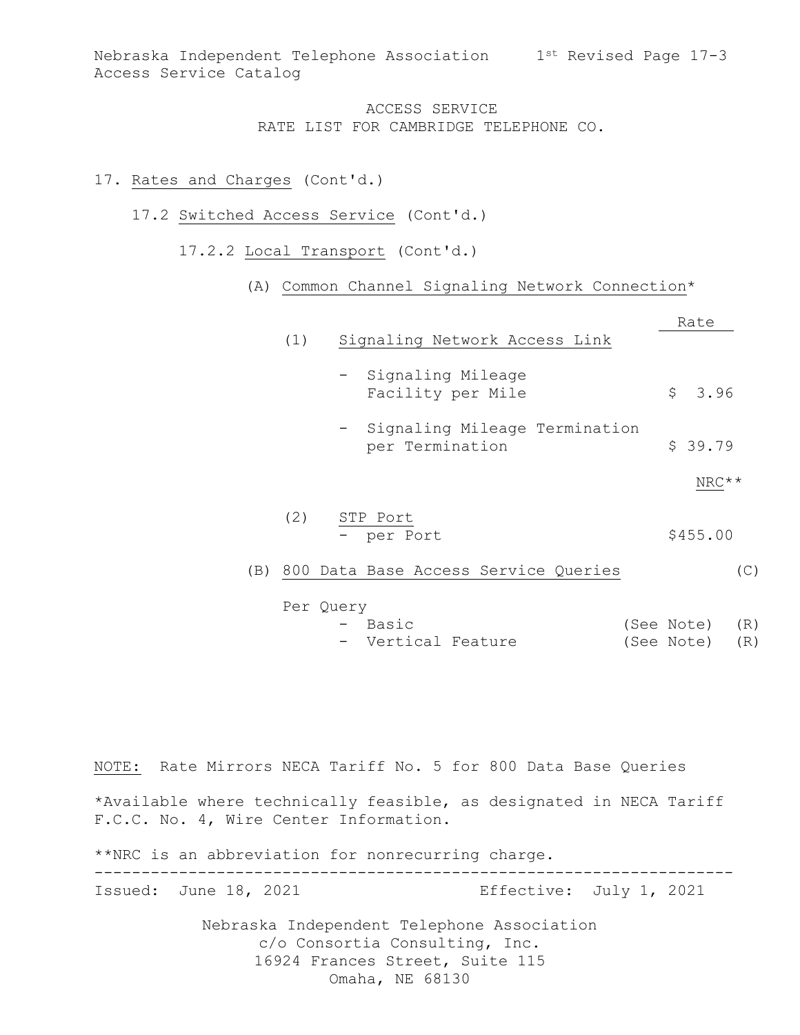# ACCESS SERVICE
## RATE LIST FOR CAMBRIDGE TELEPHONE CO.

17. Rates and Charges (Cont'd.)

17.2 Switched Access Service (Cont'd.)

17.2.2 Local Transport (Cont'd.)

(A) Common Channel Signaling Network Connection*

| | Rate |
|---|---|
| (1) Signaling Network Access Link | |
| - Signaling Mileage Facility per Mile | $ 3.96 |
| - Signaling Mileage Termination per Termination | $ 39.79 |
| | NRC** |
| (2) STP Port | |
| - per Port | $455.00 |

(B) 800 Data Base Access Service Queries (C)

| Per Query | | |
|---|---|---|
| - Basic | (See Note) | (R) |
| - Vertical Feature | (See Note) | (R) |

NOTE: Rate Mirrors NECA Tariff No. 5 for 800 Data Base Queries

*Available where technically feasible, as designated in NECA Tariff F.C.C. No. 4, Wire Center Information.

**NRC is an abbreviation for nonrecurring charge.

Issued: June 18, 2021 Effective: July 1, 2021

Nebraska Independent Telephone Association
c/o Consortia Consulting, Inc.
16924 Frances Street, Suite 115
Omaha, NE 68130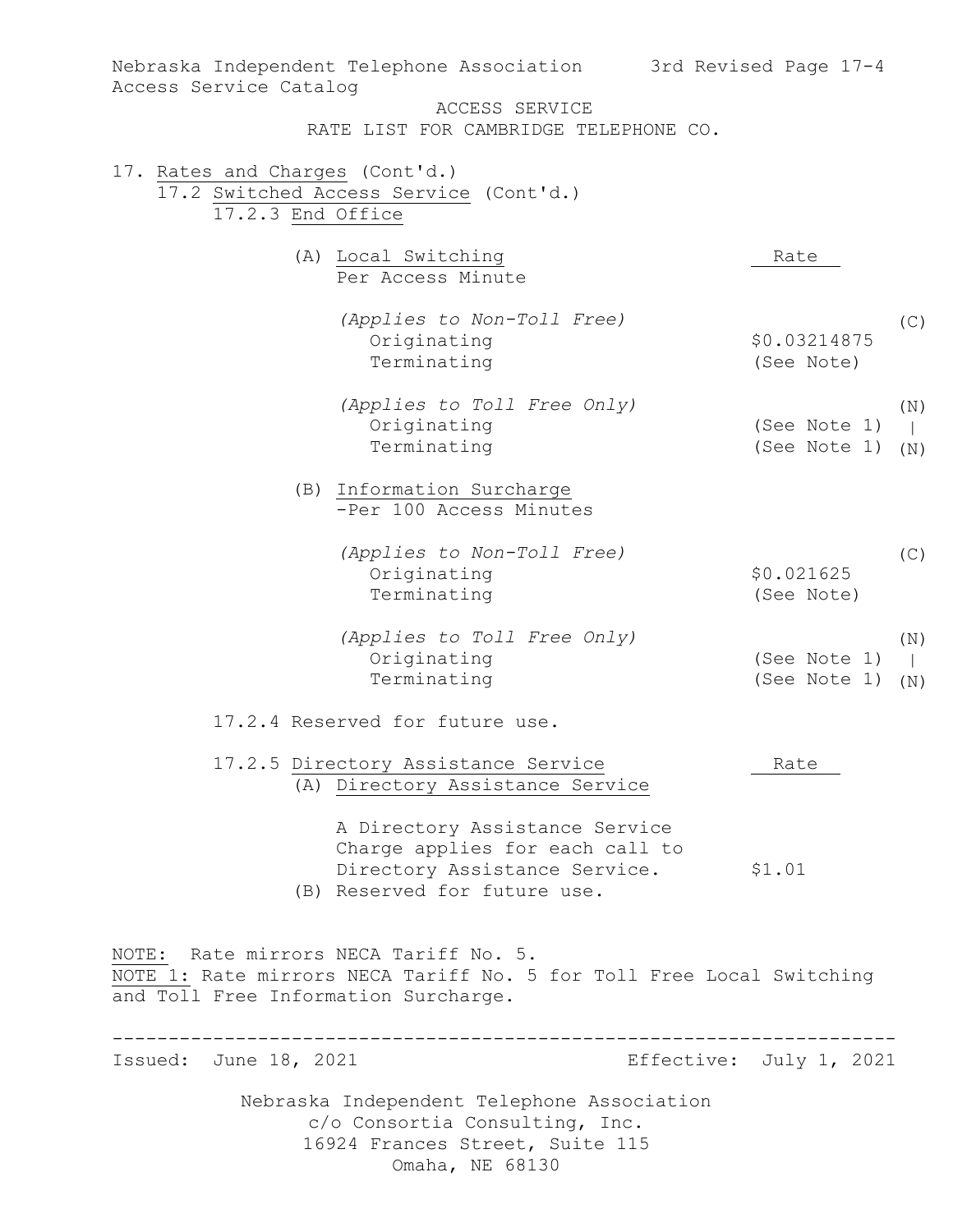ACCESS SERVICE
RATE LIST FOR CAMBRIDGE TELEPHONE CO.

17. Rates and Charges (Cont'd.)
    17.2 Switched Access Service (Cont'd.)
        17.2.3 End Office

| | Rate | |
|---|---|---|
| (A) Local Switching<br>Per Access Minute | | |
| *(Applies to Non-Toll Free)* | | (C) |
| Originating | $0.03214875 | |
| Terminating | (See Note) | |
| *(Applies to Toll Free Only)* | | (N) |
| Originating | (See Note 1) | \| |
| Terminating | (See Note 1) | (N) |
| (B) Information Surcharge<br>-Per 100 Access Minutes | | |
| *(Applies to Non-Toll Free)* | | (C) |
| Originating | $0.021625 | |
| Terminating | (See Note) | |
| *(Applies to Toll Free Only)* | | (N) |
| Originating | (See Note 1) | \| |
| Terminating | (See Note 1) | (N) |

17.2.4 Reserved for future use.

| 17.2.5 Directory Assistance Service | Rate |
|---|---|
| (A) Directory Assistance Service | |
| A Directory Assistance Service Charge applies for each call to Directory Assistance Service. | $1.01 |
| (B) Reserved for future use. | |

NOTE: Rate mirrors NECA Tariff No. 5.
NOTE 1: Rate mirrors NECA Tariff No. 5 for Toll Free Local Switching and Toll Free Information Surcharge.

Issued: June 18, 2021 Effective: July 1, 2021

Nebraska Independent Telephone Association
c/o Consortia Consulting, Inc.
16924 Frances Street, Suite 115
Omaha, NE 68130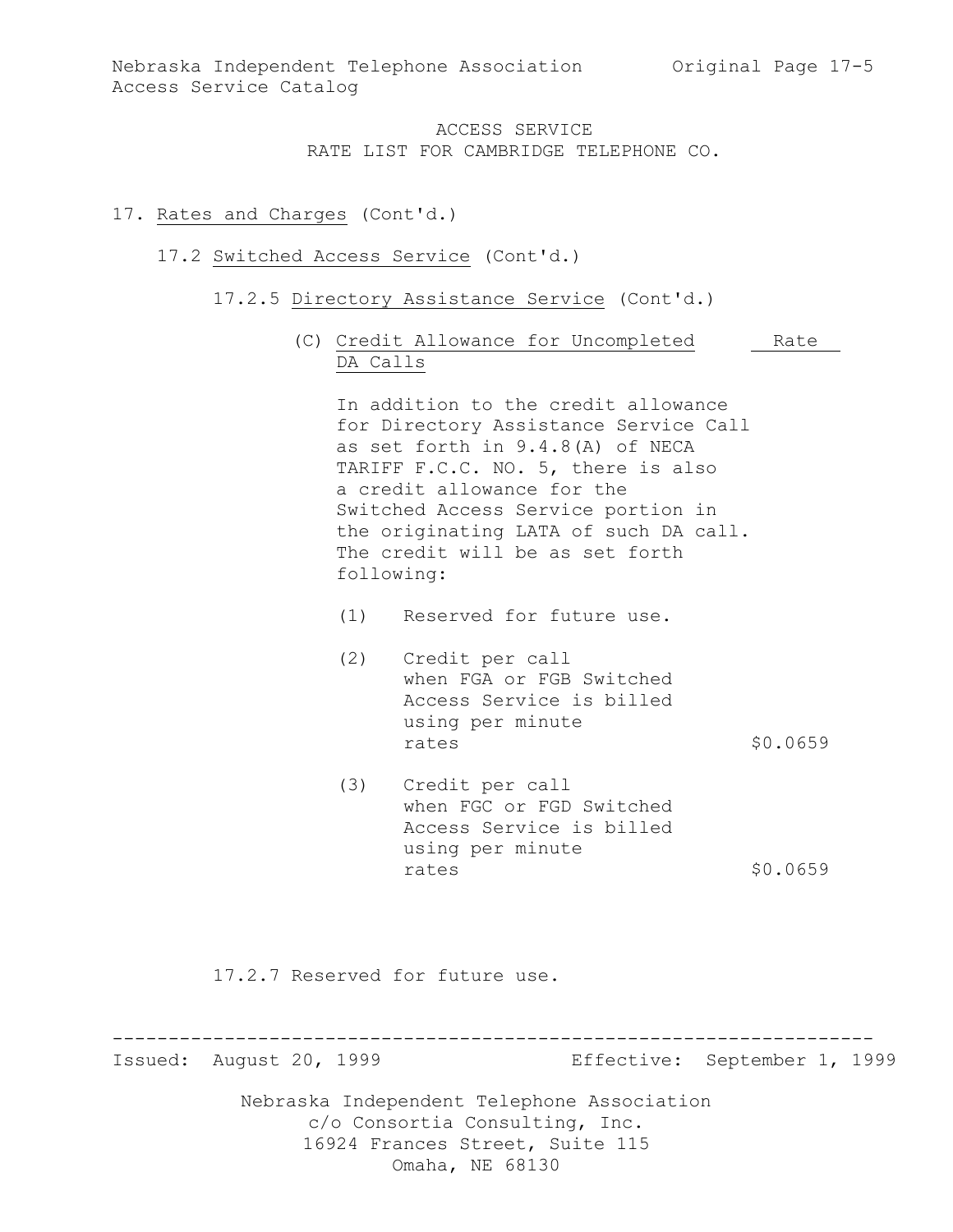ACCESS SERVICE
RATE LIST FOR CAMBRIDGE TELEPHONE CO.

17. Rates and Charges (Cont'd.)

17.2 Switched Access Service (Cont'd.)

17.2.5 Directory Assistance Service (Cont'd.)

(C) Credit Allowance for Uncompleted DA Calls — Rate

In addition to the credit allowance for Directory Assistance Service Call as set forth in 9.4.8(A) of NECA TARIFF F.C.C. NO. 5, there is also a credit allowance for the Switched Access Service portion in the originating LATA of such DA call. The credit will be as set forth following:

| | | Rate |
|---|---|---|
| (1) | Reserved for future use. | |
| (2) | Credit per call when FGA or FGB Switched Access Service is billed using per minute rates | $0.0659 |
| (3) | Credit per call when FGC or FGD Switched Access Service is billed using per minute rates | $0.0659 |

17.2.7 Reserved for future use.

Issued: August 20, 1999 Effective: September 1, 1999

Nebraska Independent Telephone Association
c/o Consortia Consulting, Inc.
16924 Frances Street, Suite 115
Omaha, NE 68130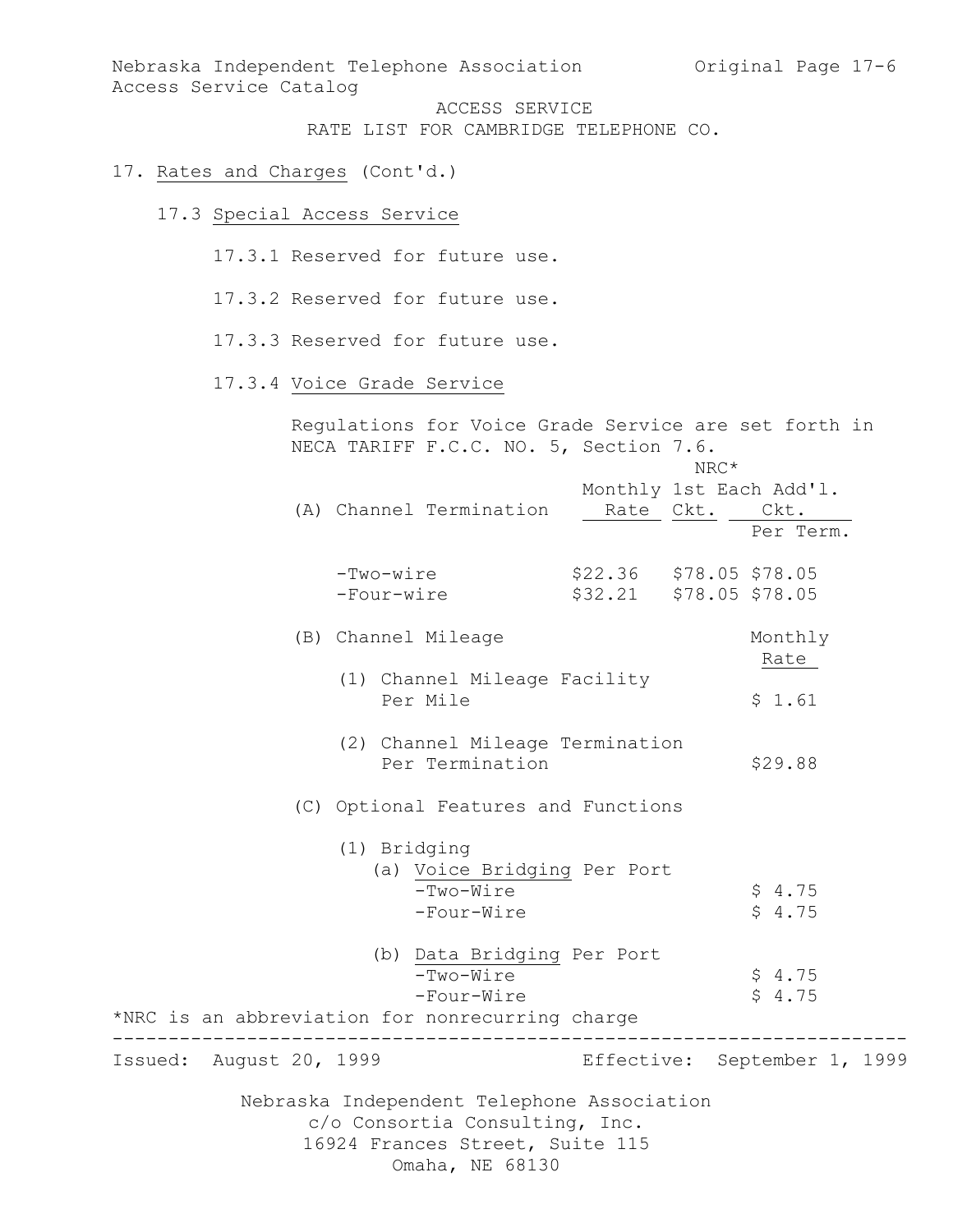ACCESS SERVICE
RATE LIST FOR CAMBRIDGE TELEPHONE CO.

17. Rates and Charges (Cont'd.)

17.3 Special Access Service

17.3.1 Reserved for future use.

17.3.2 Reserved for future use.

17.3.3 Reserved for future use.

17.3.4 Voice Grade Service

Regulations for Voice Grade Service are set forth in NECA TARIFF F.C.C. NO. 5, Section 7.6.

| (A) Channel Termination | Monthly Rate | NRC* 1st Ckt. | NRC* Each Add'l. Ckt. Per Term. |
|---|---|---|---|
| -Two-wire | $22.36 | $78.05 | $78.05 |
| -Four-wire | $32.21 | $78.05 | $78.05 |

| (B) Channel Mileage | Monthly Rate |
|---|---|
| (1) Channel Mileage Facility Per Mile | $ 1.61 |
| (2) Channel Mileage Termination Per Termination | $29.88 |

(C) Optional Features and Functions

(1) Bridging

| | Monthly Rate |
|---|---|
| (a) Voice Bridging Per Port | |
| -Two-Wire | $ 4.75 |
| -Four-Wire | $ 4.75 |
| (b) Data Bridging Per Port | |
| -Two-Wire | $ 4.75 |
| -Four-Wire | $ 4.75 |

*NRC is an abbreviation for nonrecurring charge

Issued: August 20, 1999 Effective: September 1, 1999

Nebraska Independent Telephone Association
c/o Consortia Consulting, Inc.
16924 Frances Street, Suite 115
Omaha, NE 68130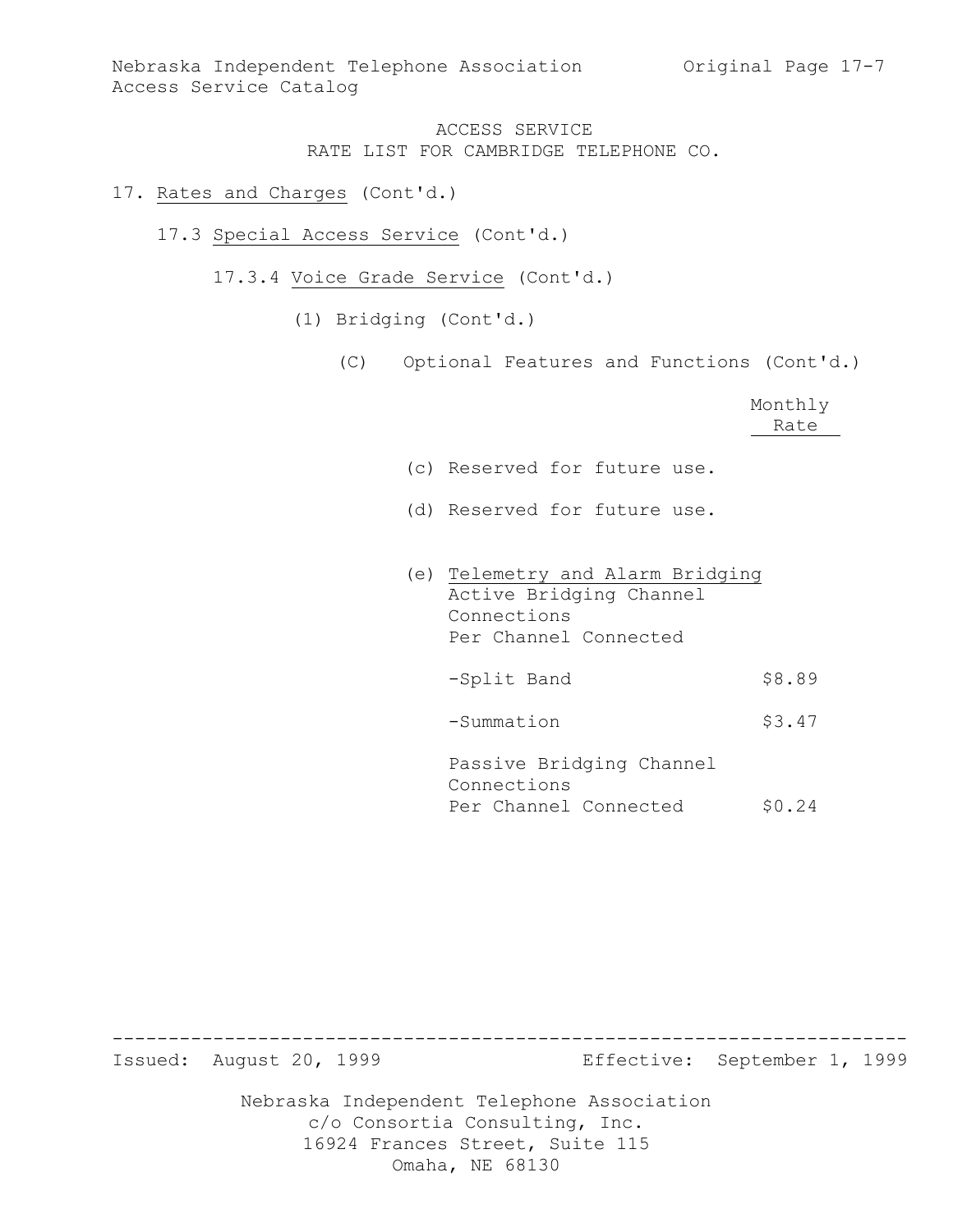ACCESS SERVICE
RATE LIST FOR CAMBRIDGE TELEPHONE CO.

17. Rates and Charges (Cont'd.)

17.3 Special Access Service (Cont'd.)

17.3.4 Voice Grade Service (Cont'd.)

(1) Bridging (Cont'd.)

(C) Optional Features and Functions (Cont'd.)

| | Monthly Rate |
|---|---|
| (c) Reserved for future use. | |
| (d) Reserved for future use. | |
| (e) Telemetry and Alarm Bridging<br>Active Bridging Channel Connections<br>Per Channel Connected | |
| -Split Band | $8.89 |
| -Summation | $3.47 |
| Passive Bridging Channel Connections<br>Per Channel Connected | $0.24 |

Issued: August 20, 1999 Effective: September 1, 1999

Nebraska Independent Telephone Association
c/o Consortia Consulting, Inc.
16924 Frances Street, Suite 115
Omaha, NE 68130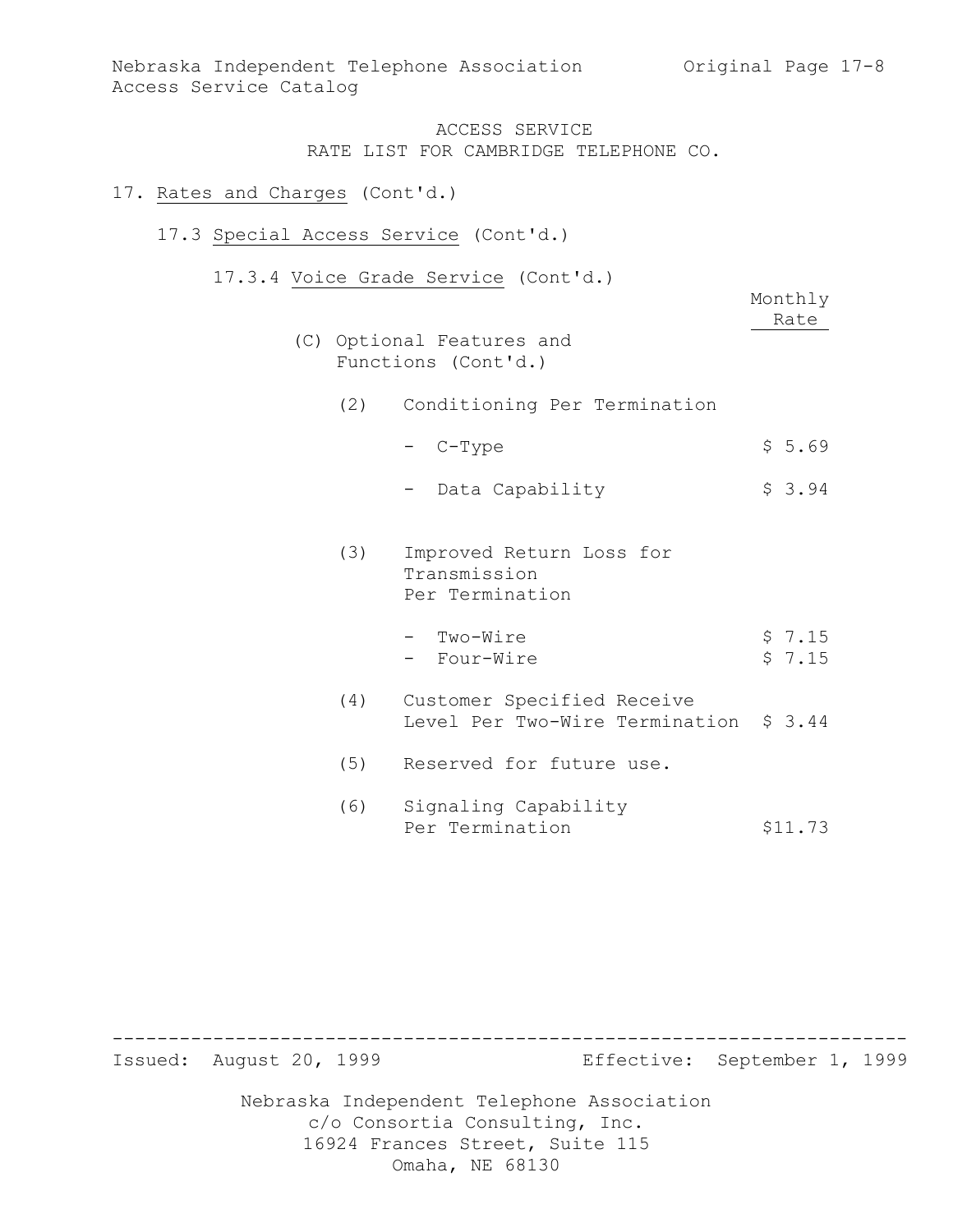ACCESS SERVICE
RATE LIST FOR CAMBRIDGE TELEPHONE CO.

17. Rates and Charges (Cont'd.)

17.3 Special Access Service (Cont'd.)

17.3.4 Voice Grade Service (Cont'd.)

| | Monthly Rate |
|---|---|
| (C) Optional Features and Functions (Cont'd.) | |
| (2) Conditioning Per Termination | |
| - C-Type | $ 5.69 |
| - Data Capability | $ 3.94 |
| (3) Improved Return Loss for Transmission Per Termination | |
| - Two-Wire | $ 7.15 |
| - Four-Wire | $ 7.15 |
| (4) Customer Specified Receive Level Per Two-Wire Termination | $ 3.44 |
| (5) Reserved for future use. | |
| (6) Signaling Capability Per Termination | $11.73 |

Issued: August 20, 1999 Effective: September 1, 1999

Nebraska Independent Telephone Association
c/o Consortia Consulting, Inc.
16924 Frances Street, Suite 115
Omaha, NE 68130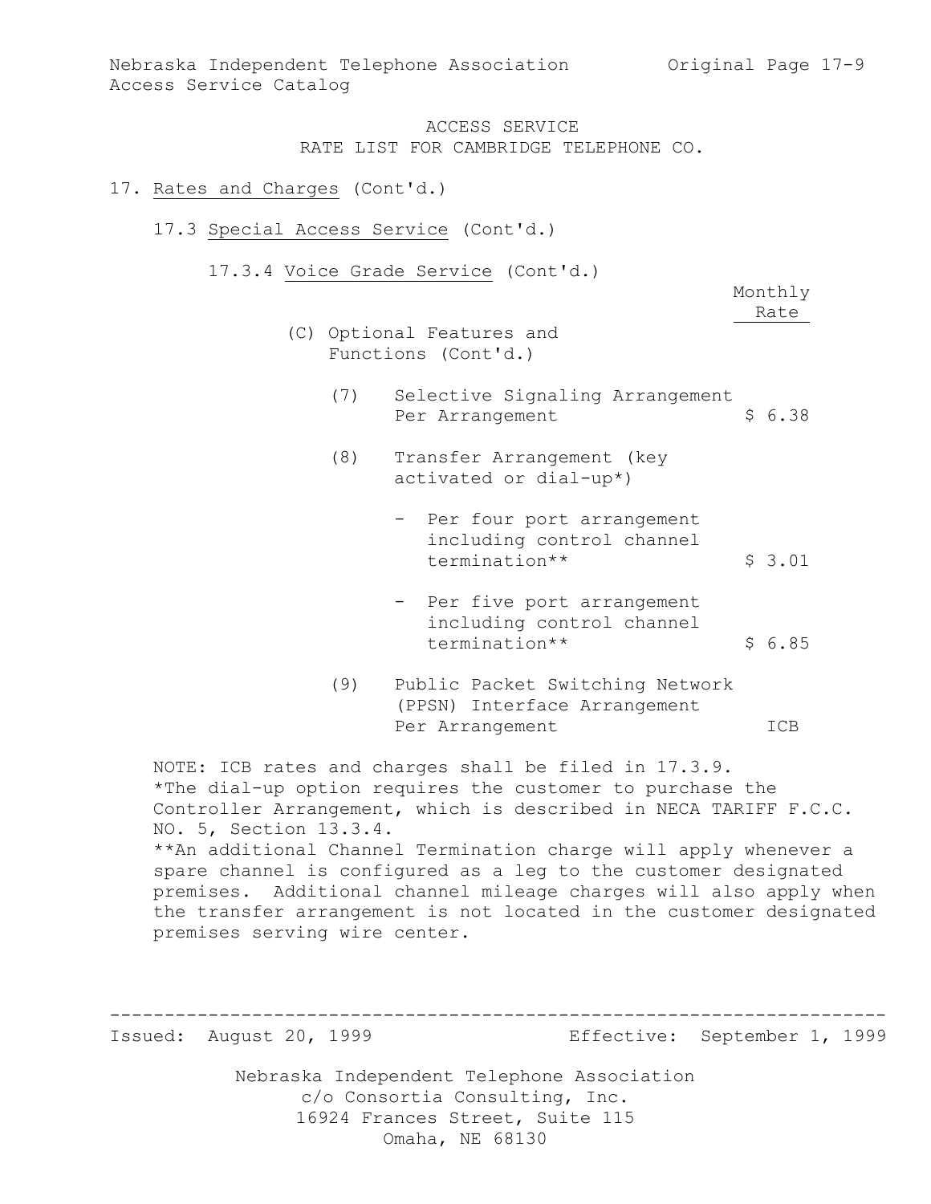ACCESS SERVICE
RATE LIST FOR CAMBRIDGE TELEPHONE CO.

17. Rates and Charges (Cont'd.)

17.3 Special Access Service (Cont'd.)

17.3.4 Voice Grade Service (Cont'd.)

| | Monthly Rate |
|---|---|
| (C) Optional Features and Functions (Cont'd.) | |
| (7) Selective Signaling Arrangement Per Arrangement | $ 6.38 |
| (8) Transfer Arrangement (key activated or dial-up*) | |
| - Per four port arrangement including control channel termination** | $ 3.01 |
| - Per five port arrangement including control channel termination** | $ 6.85 |
| (9) Public Packet Switching Network (PPSN) Interface Arrangement Per Arrangement | ICB |

NOTE: ICB rates and charges shall be filed in 17.3.9.
*The dial-up option requires the customer to purchase the Controller Arrangement, which is described in NECA TARIFF F.C.C. NO. 5, Section 13.3.4.
**An additional Channel Termination charge will apply whenever a spare channel is configured as a leg to the customer designated premises. Additional channel mileage charges will also apply when the transfer arrangement is not located in the customer designated premises serving wire center.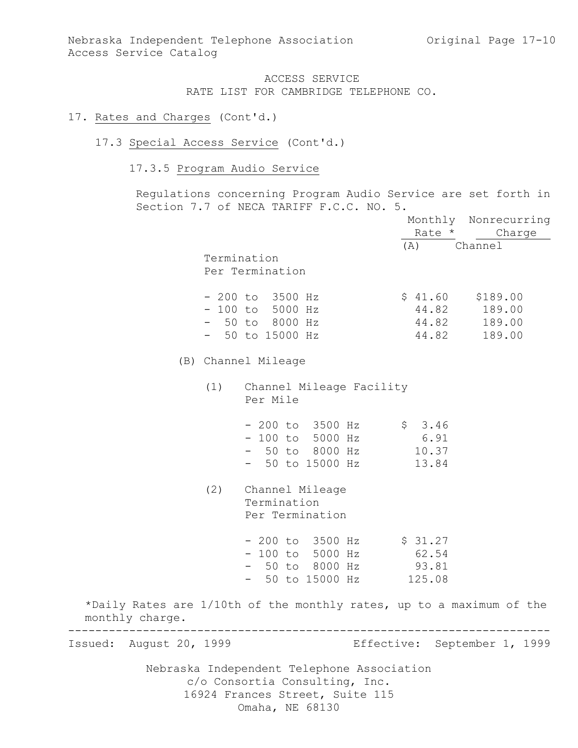ACCESS SERVICE
RATE LIST FOR CAMBRIDGE TELEPHONE CO.

17. Rates and Charges (Cont'd.)

17.3 Special Access Service (Cont'd.)

17.3.5 Program Audio Service

Regulations concerning Program Audio Service are set forth in Section 7.7 of NECA TARIFF F.C.C. NO. 5.

| | Monthly Rate * | Nonrecurring Charge |
|---|---|---|
| **(A) Channel Termination Per Termination** | | |
| - 200 to 3500 Hz | $ 41.60 | $189.00 |
| - 100 to 5000 Hz | 44.82 | 189.00 |
| - 50 to 8000 Hz | 44.82 | 189.00 |
| - 50 to 15000 Hz | 44.82 | 189.00 |
| **(B) Channel Mileage** | | |
| (1) Channel Mileage Facility Per Mile | | |
| - 200 to 3500 Hz | $ 3.46 | |
| - 100 to 5000 Hz | 6.91 | |
| - 50 to 8000 Hz | 10.37 | |
| - 50 to 15000 Hz | 13.84 | |
| (2) Channel Mileage Termination Per Termination | | |
| - 200 to 3500 Hz | $ 31.27 | |
| - 100 to 5000 Hz | 62.54 | |
| - 50 to 8000 Hz | 93.81 | |
| - 50 to 15000 Hz | 125.08 | |

*Daily Rates are 1/10th of the monthly rates, up to a maximum of the monthly charge.

Issued: August 20, 1999    Effective: September 1, 1999

Nebraska Independent Telephone Association
c/o Consortia Consulting, Inc.
16924 Frances Street, Suite 115
Omaha, NE 68130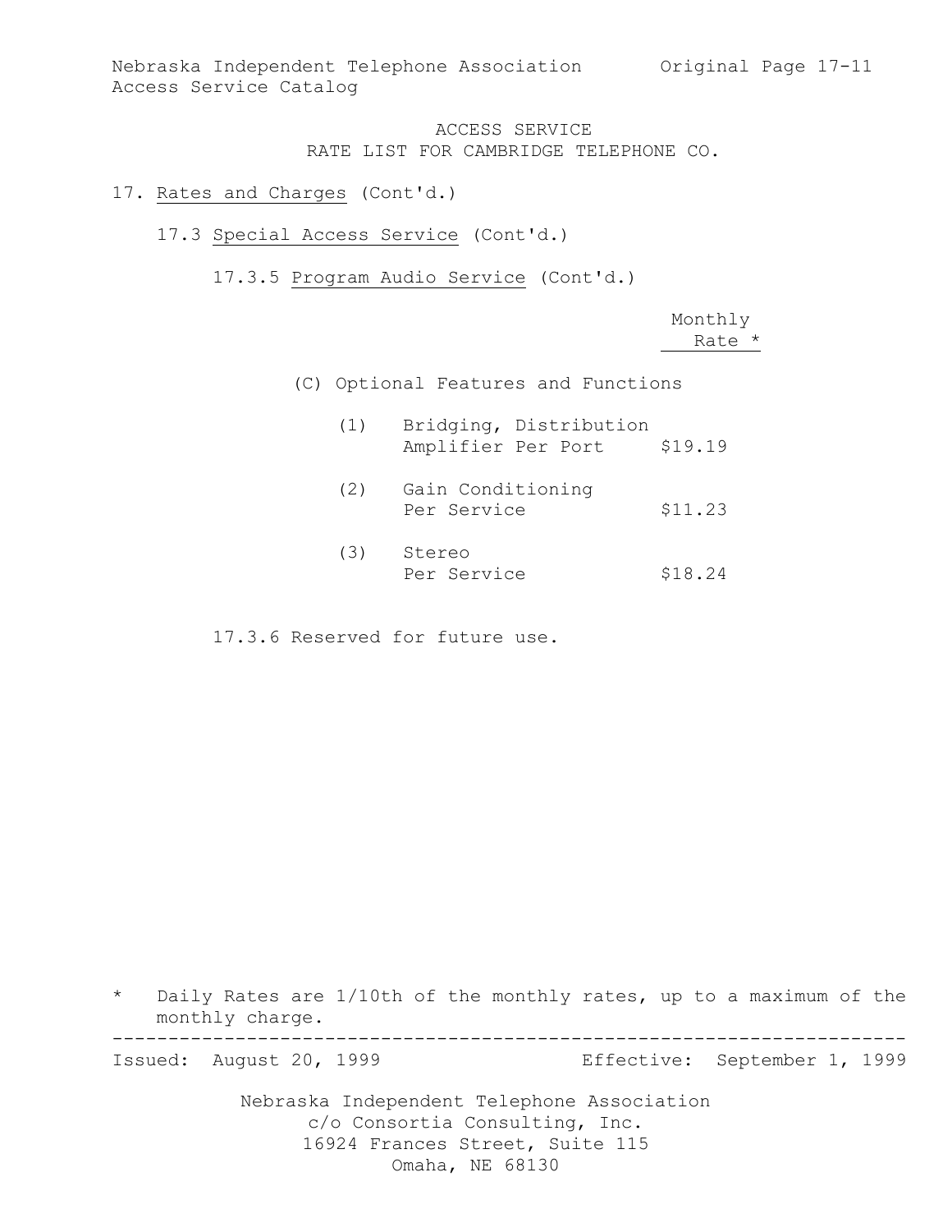ACCESS SERVICE
RATE LIST FOR CAMBRIDGE TELEPHONE CO.

17. Rates and Charges (Cont'd.)

17.3 Special Access Service (Cont'd.)

17.3.5 Program Audio Service (Cont'd.)

| | | Monthly Rate * |
|---|---|---|
| (C) Optional Features and Functions | | |
| (1) | Bridging, Distribution Amplifier Per Port | $19.19 |
| (2) | Gain Conditioning Per Service | $11.23 |
| (3) | Stereo Per Service | $18.24 |

17.3.6 Reserved for future use.

\* Daily Rates are 1/10th of the monthly rates, up to a maximum of the monthly charge.

Issued: August 20, 1999 Effective: September 1, 1999

Nebraska Independent Telephone Association
c/o Consortia Consulting, Inc.
16924 Frances Street, Suite 115
Omaha, NE 68130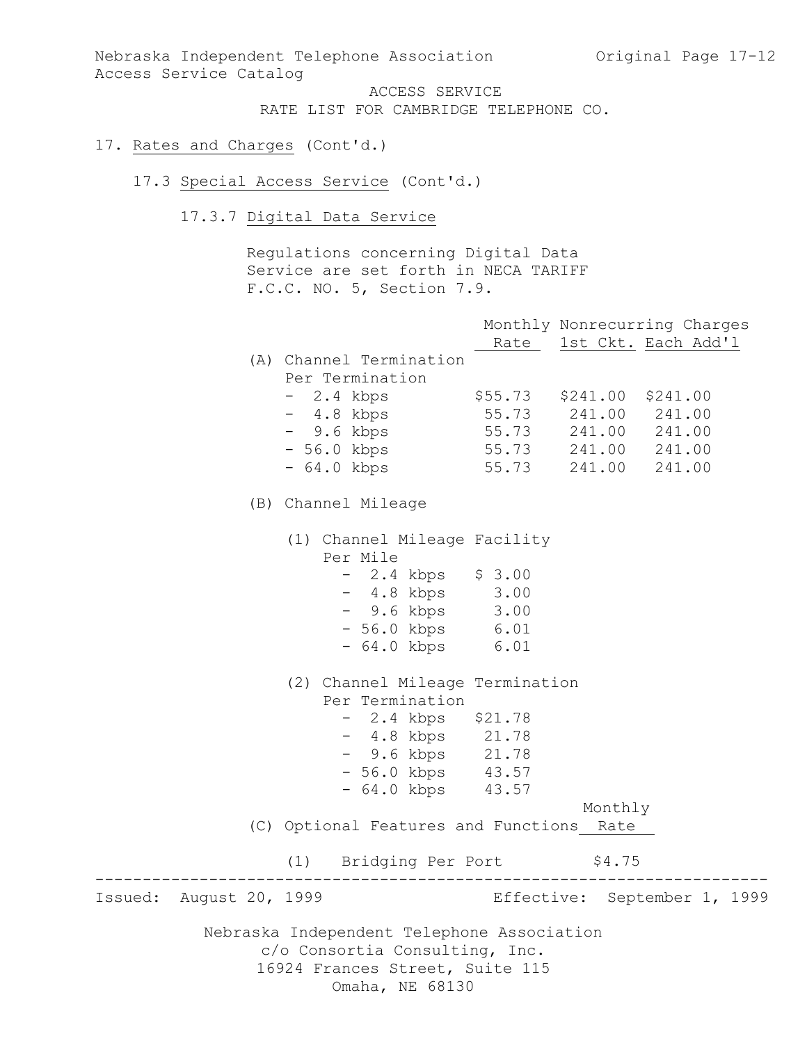ACCESS SERVICE
RATE LIST FOR CAMBRIDGE TELEPHONE CO.

17. Rates and Charges (Cont'd.)

17.3 Special Access Service (Cont'd.)

17.3.7 Digital Data Service

Regulations concerning Digital Data Service are set forth in NECA TARIFF F.C.C. NO. 5, Section 7.9.

| | Monthly Rate | Nonrecurring Charges 1st Ckt. | Nonrecurring Charges Each Add'l |
|---|---|---|---|
| (A) Channel Termination Per Termination | | | |
| - 2.4 kbps | $55.73 | $241.00 | $241.00 |
| - 4.8 kbps | 55.73 | 241.00 | 241.00 |
| - 9.6 kbps | 55.73 | 241.00 | 241.00 |
| - 56.0 kbps | 55.73 | 241.00 | 241.00 |
| - 64.0 kbps | 55.73 | 241.00 | 241.00 |

(B) Channel Mileage

(1) Channel Mileage Facility Per Mile

| | |
|---|---|
| - 2.4 kbps | $ 3.00 |
| - 4.8 kbps | 3.00 |
| - 9.6 kbps | 3.00 |
| - 56.0 kbps | 6.01 |
| - 64.0 kbps | 6.01 |

(2) Channel Mileage Termination Per Termination

| | |
|---|---|
| - 2.4 kbps | $21.78 |
| - 4.8 kbps | 21.78 |
| - 9.6 kbps | 21.78 |
| - 56.0 kbps | 43.57 |
| - 64.0 kbps | 43.57 |

| (C) Optional Features and Functions | Monthly Rate |
|---|---|
| (1) Bridging Per Port | $4.75 |

Issued: August 20, 1999 Effective: September 1, 1999

Nebraska Independent Telephone Association
c/o Consortia Consulting, Inc.
16924 Frances Street, Suite 115
Omaha, NE 68130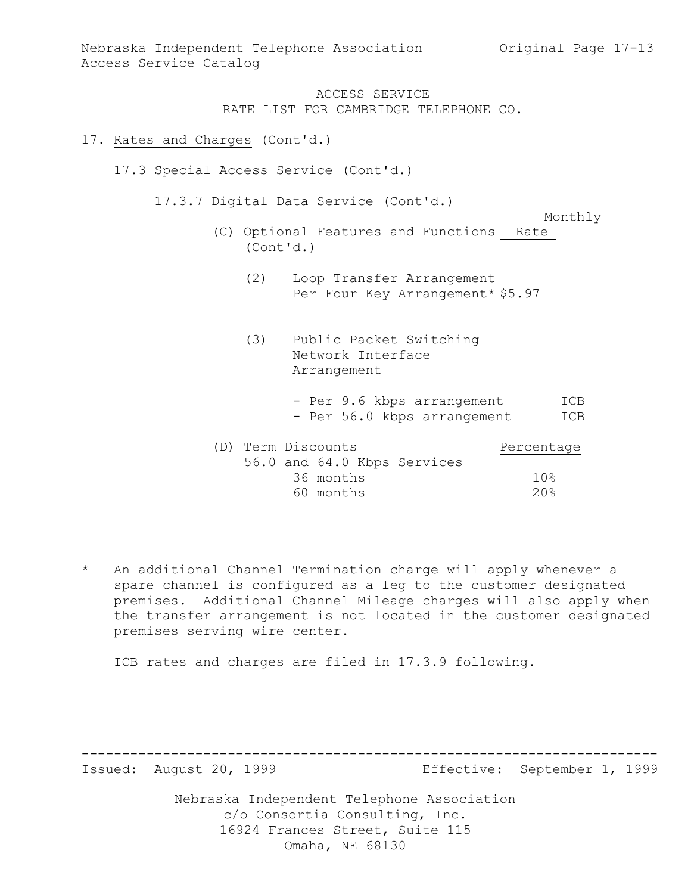## ACCESS SERVICE
## RATE LIST FOR CAMBRIDGE TELEPHONE CO.

17. Rates and Charges (Cont'd.)

17.3 Special Access Service (Cont'd.)

17.3.7 Digital Data Service (Cont'd.)

| (C) Optional Features and Functions (Cont'd.) | Monthly Rate |
|---|---|
| (2) Loop Transfer Arrangement Per Four Key Arrangement* | $5.97 |
| (3) Public Packet Switching Network Interface Arrangement | |
| - Per 9.6 kbps arrangement | ICB |
| - Per 56.0 kbps arrangement | ICB |

| (D) Term Discounts | Percentage |
|---|---|
| 56.0 and 64.0 Kbps Services | |
| 36 months | 10% |
| 60 months | 20% |

\* An additional Channel Termination charge will apply whenever a spare channel is configured as a leg to the customer designated premises. Additional Channel Mileage charges will also apply when the transfer arrangement is not located in the customer designated premises serving wire center.

ICB rates and charges are filed in 17.3.9 following.

Issued: August 20, 1999 Effective: September 1, 1999

Nebraska Independent Telephone Association
c/o Consortia Consulting, Inc.
16924 Frances Street, Suite 115
Omaha, NE 68130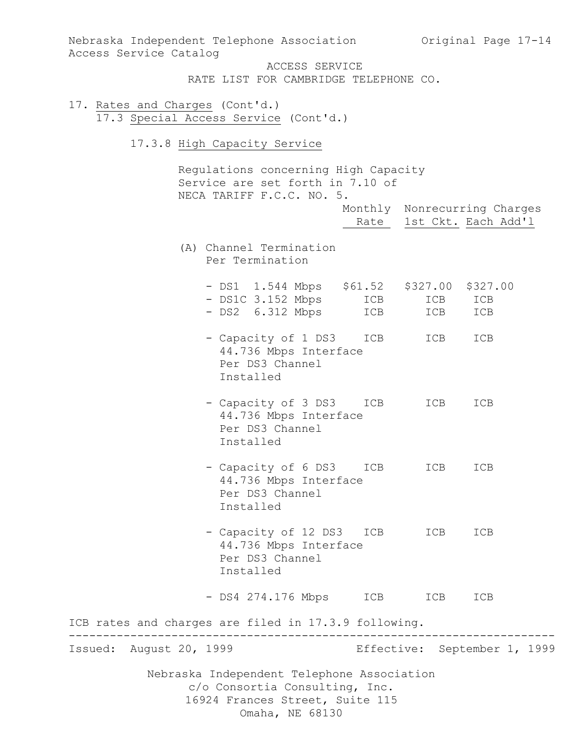ACCESS SERVICE
RATE LIST FOR CAMBRIDGE TELEPHONE CO.

17. Rates and Charges (Cont'd.)

17.3 Special Access Service (Cont'd.)

17.3.8 High Capacity Service

Regulations concerning High Capacity Service are set forth in 7.10 of NECA TARIFF F.C.C. NO. 5.

| | Monthly Rate | Nonrecurring Charges 1st Ckt. | Each Add'l |
|---|---|---|---|
| (A) Channel Termination Per Termination | | | |
| - DS1 1.544 Mbps | $61.52 | $327.00 | $327.00 |
| - DS1C 3.152 Mbps | ICB | ICB | ICB |
| - DS2 6.312 Mbps | ICB | ICB | ICB |
| - Capacity of 1 DS3 44.736 Mbps Interface Per DS3 Channel Installed | ICB | ICB | ICB |
| - Capacity of 3 DS3 44.736 Mbps Interface Per DS3 Channel Installed | ICB | ICB | ICB |
| - Capacity of 6 DS3 44.736 Mbps Interface Per DS3 Channel Installed | ICB | ICB | ICB |
| - Capacity of 12 DS3 44.736 Mbps Interface Per DS3 Channel Installed | ICB | ICB | ICB |
| - DS4 274.176 Mbps | ICB | ICB | ICB |

ICB rates and charges are filed in 17.3.9 following.

Issued: August 20, 1999 Effective: September 1, 1999

Nebraska Independent Telephone Association
c/o Consortia Consulting, Inc.
16924 Frances Street, Suite 115
Omaha, NE 68130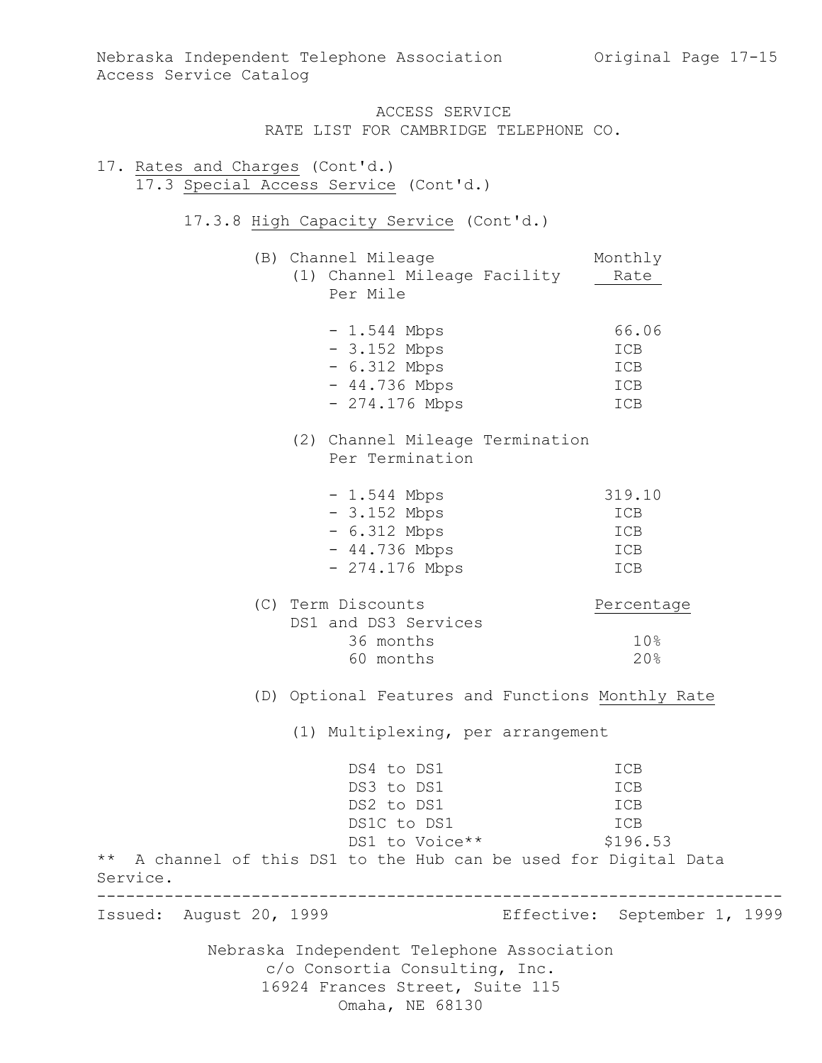ACCESS SERVICE
RATE LIST FOR CAMBRIDGE TELEPHONE CO.

17. Rates and Charges (Cont'd.)

17.3 Special Access Service (Cont'd.)

17.3.8 High Capacity Service (Cont'd.)

(B) Channel Mileage

| | Monthly Rate |
|---|---|
| (1) Channel Mileage Facility Per Mile | |
| - 1.544 Mbps | 66.06 |
| - 3.152 Mbps | ICB |
| - 6.312 Mbps | ICB |
| - 44.736 Mbps | ICB |
| - 274.176 Mbps | ICB |
| (2) Channel Mileage Termination Per Termination | |
| - 1.544 Mbps | 319.10 |
| - 3.152 Mbps | ICB |
| - 6.312 Mbps | ICB |
| - 44.736 Mbps | ICB |
| - 274.176 Mbps | ICB |

(C) Term Discounts

| DS1 and DS3 Services | Percentage |
|---|---|
| 36 months | 10% |
| 60 months | 20% |

(D) Optional Features and Functions

| (1) Multiplexing, per arrangement | Monthly Rate |
|---|---|
| DS4 to DS1 | ICB |
| DS3 to DS1 | ICB |
| DS2 to DS1 | ICB |
| DS1C to DS1 | ICB |
| DS1 to Voice** | $196.53 |

** A channel of this DS1 to the Hub can be used for Digital Data Service.

Issued: August 20, 1999 Effective: September 1, 1999

Nebraska Independent Telephone Association
c/o Consortia Consulting, Inc.
16924 Frances Street, Suite 115
Omaha, NE 68130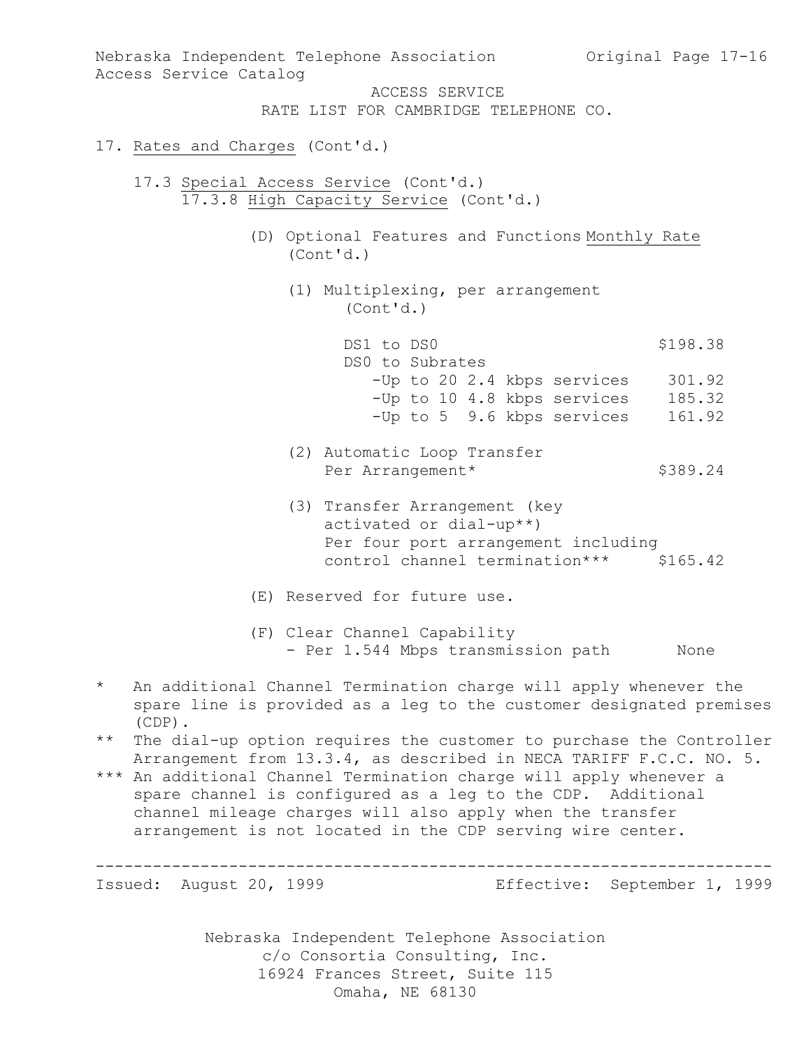ACCESS SERVICE
RATE LIST FOR CAMBRIDGE TELEPHONE CO.

17. Rates and Charges (Cont'd.)

17.3 Special Access Service (Cont'd.)

17.3.8 High Capacity Service (Cont'd.)

(D) Optional Features and Functions (Cont'd.)

| | Monthly Rate |
|---|---|
| (1) Multiplexing, per arrangement (Cont'd.) | |
| DS1 to DS0 | $198.38 |
| DS0 to Subrates | |
| -Up to 20 2.4 kbps services | 301.92 |
| -Up to 10 4.8 kbps services | 185.32 |
| -Up to 5 9.6 kbps services | 161.92 |
| (2) Automatic Loop Transfer Per Arrangement* | $389.24 |
| (3) Transfer Arrangement (key activated or dial-up**) Per four port arrangement including control channel termination*** | $165.42 |

(E) Reserved for future use.

| | |
|---|---|
| (F) Clear Channel Capability - Per 1.544 Mbps transmission path | None |

\* An additional Channel Termination charge will apply whenever the spare line is provided as a leg to the customer designated premises (CDP).

\*\* The dial-up option requires the customer to purchase the Controller Arrangement from 13.3.4, as described in NECA TARIFF F.C.C. NO. 5.

\*\*\* An additional Channel Termination charge will apply whenever a spare channel is configured as a leg to the CDP. Additional channel mileage charges will also apply when the transfer arrangement is not located in the CDP serving wire center.

Issued: August 20, 1999 Effective: September 1, 1999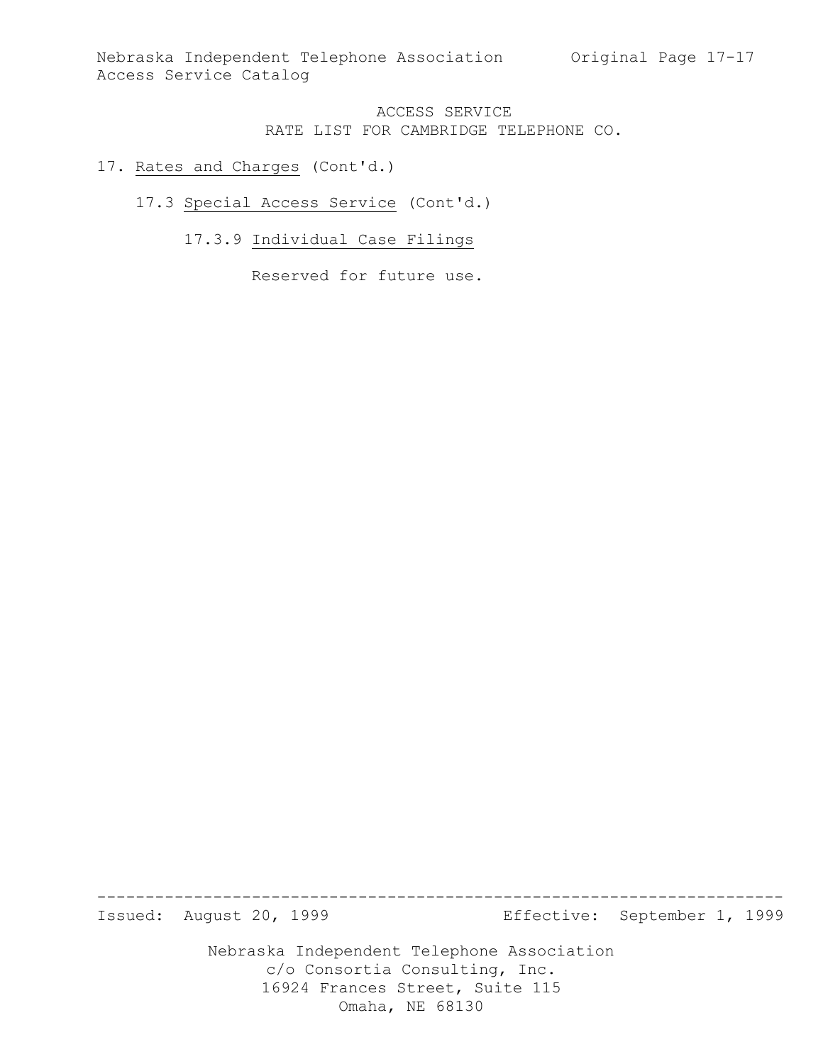ACCESS SERVICE
RATE LIST FOR CAMBRIDGE TELEPHONE CO.

17. Rates and Charges (Cont'd.)

17.3 Special Access Service (Cont'd.)

17.3.9 Individual Case Filings

Reserved for future use.

---

Issued: August 20, 1999 Effective: September 1, 1999

Nebraska Independent Telephone Association
c/o Consortia Consulting, Inc.
16924 Frances Street, Suite 115
Omaha, NE 68130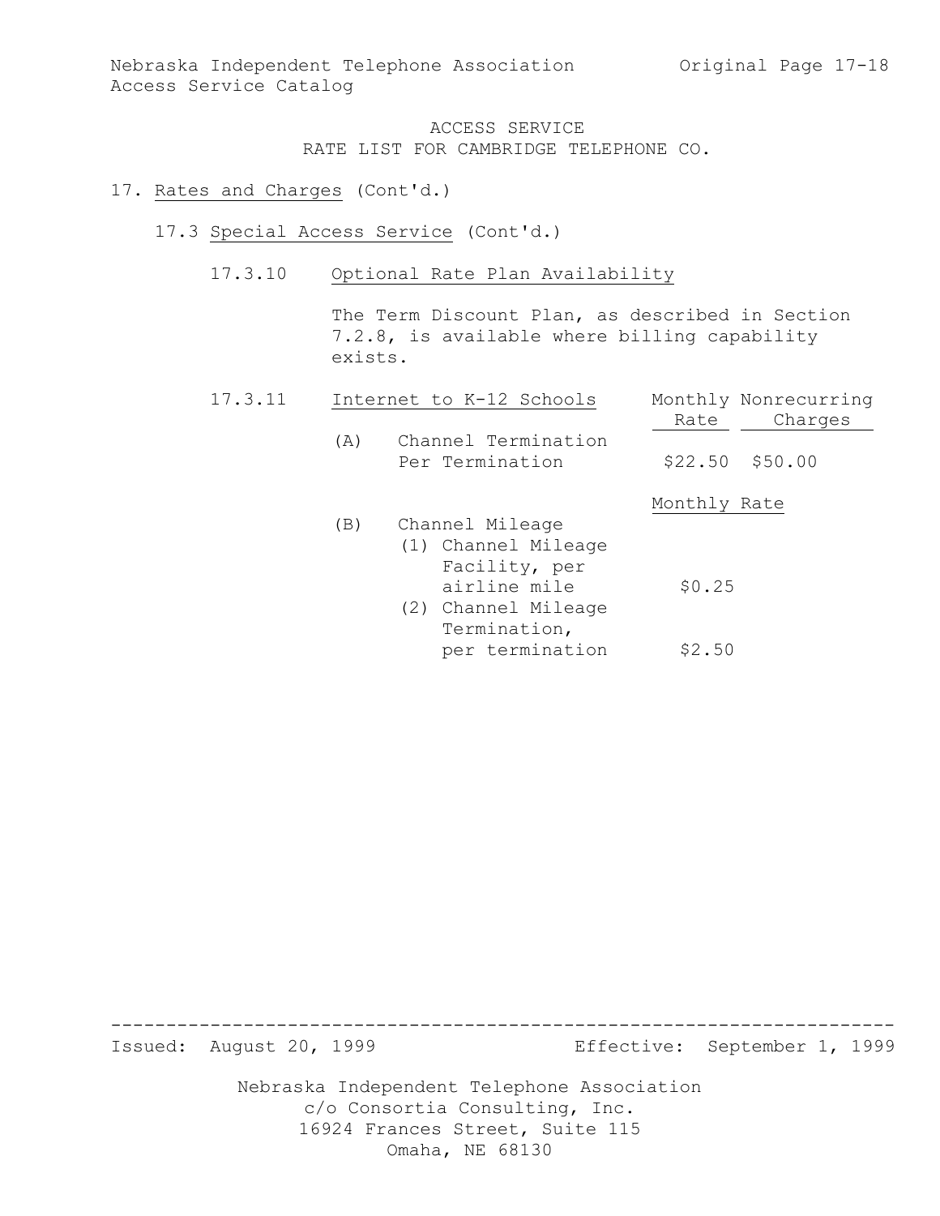ACCESS SERVICE
RATE LIST FOR CAMBRIDGE TELEPHONE CO.

17. Rates and Charges (Cont'd.)

17.3 Special Access Service (Cont'd.)

17.3.10 Optional Rate Plan Availability

The Term Discount Plan, as described in Section 7.2.8, is available where billing capability exists.

17.3.11 Internet to K-12 Schools

| | Monthly Rate | Nonrecurring Charges |
|---|---|---|
| (A) Channel Termination Per Termination | $22.50 | $50.00 |

| | Monthly Rate |
|---|---|
| (B) Channel Mileage | |
| (1) Channel Mileage Facility, per airline mile | $0.25 |
| (2) Channel Mileage Termination, per termination | $2.50 |

Issued: August 20, 1999 Effective: September 1, 1999

Nebraska Independent Telephone Association
c/o Consortia Consulting, Inc.
16924 Frances Street, Suite 115
Omaha, NE 68130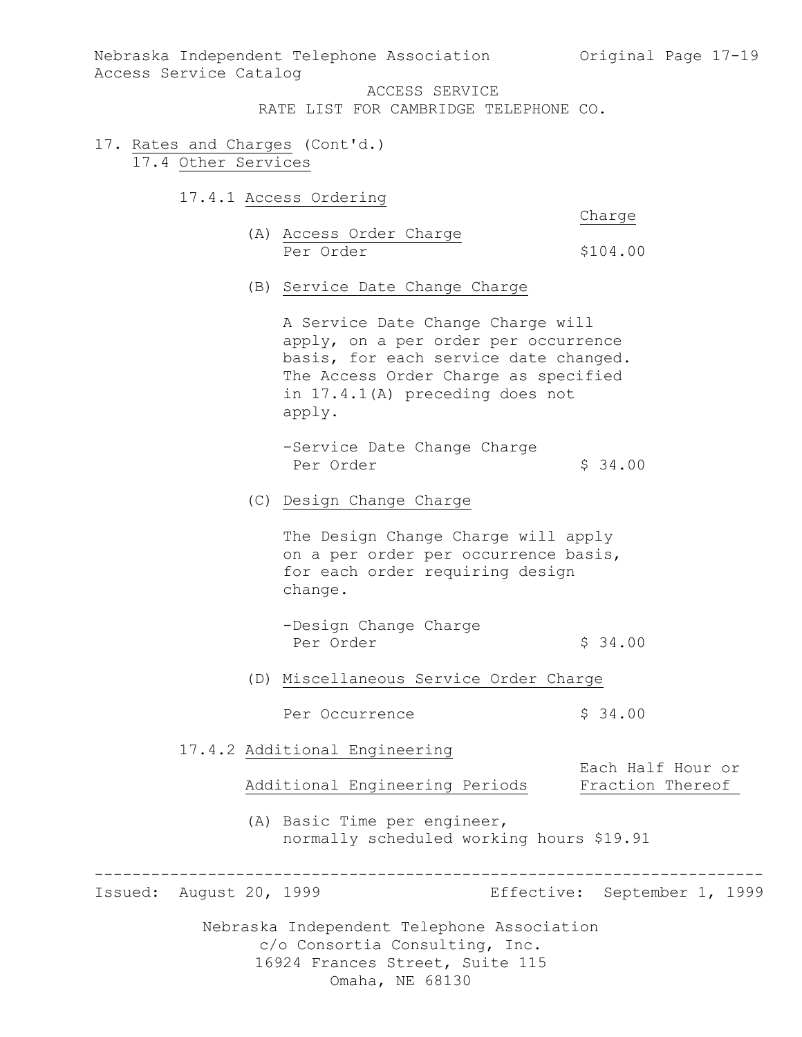ACCESS SERVICE
RATE LIST FOR CAMBRIDGE TELEPHONE CO.

17. Rates and Charges (Cont'd.)

17.4 Other Services

17.4.1 Access Ordering

| | Charge |
|---|---|
| (A) Access Order Charge Per Order | $104.00 |

(B) Service Date Change Charge

A Service Date Change Charge will apply, on a per order per occurrence basis, for each service date changed. The Access Order Charge as specified in 17.4.1(A) preceding does not apply.

| | |
|---|---|
| -Service Date Change Charge Per Order | $ 34.00 |

(C) Design Change Charge

The Design Change Charge will apply on a per order per occurrence basis, for each order requiring design change.

| | |
|---|---|
| -Design Change Charge Per Order | $ 34.00 |

(D) Miscellaneous Service Order Charge

| | |
|---|---|
| Per Occurrence | $ 34.00 |

17.4.2 Additional Engineering

| Additional Engineering Periods | Each Half Hour or Fraction Thereof |
|---|---|
| (A) Basic Time per engineer, normally scheduled working hours | $19.91 |

Issued: August 20, 1999 Effective: September 1, 1999

Nebraska Independent Telephone Association
c/o Consortia Consulting, Inc.
16924 Frances Street, Suite 115
Omaha, NE 68130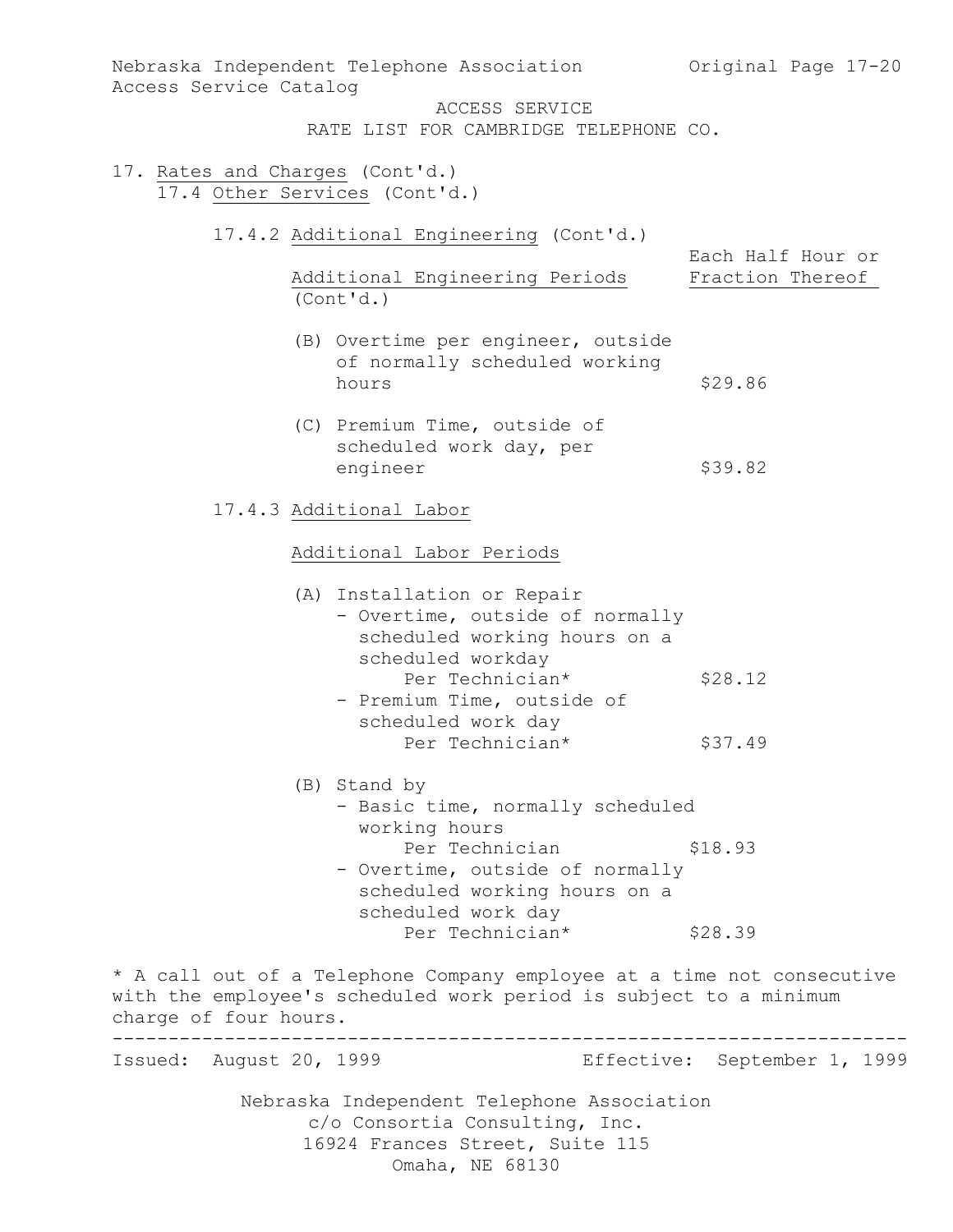ACCESS SERVICE
RATE LIST FOR CAMBRIDGE TELEPHONE CO.

17. Rates and Charges (Cont'd.)
    17.4 Other Services (Cont'd.)

17.4.2 Additional Engineering (Cont'd.)

| Additional Engineering Periods (Cont'd.) | Each Half Hour or Fraction Thereof |
|---|---|
| (B) Overtime per engineer, outside of normally scheduled working hours | $29.86 |
| (C) Premium Time, outside of scheduled work day, per engineer | $39.82 |

17.4.3 Additional Labor

| Additional Labor Periods | |
|---|---|
| (A) Installation or Repair | |
| - Overtime, outside of normally scheduled working hours on a scheduled workday Per Technician* | $28.12 |
| - Premium Time, outside of scheduled work day Per Technician* | $37.49 |
| (B) Stand by | |
| - Basic time, normally scheduled working hours Per Technician | $18.93 |
| - Overtime, outside of normally scheduled working hours on a scheduled work day Per Technician* | $28.39 |

* A call out of a Telephone Company employee at a time not consecutive with the employee's scheduled work period is subject to a minimum charge of four hours.

Issued: August 20, 1999    Effective: September 1, 1999

Nebraska Independent Telephone Association
c/o Consortia Consulting, Inc.
16924 Frances Street, Suite 115
Omaha, NE 68130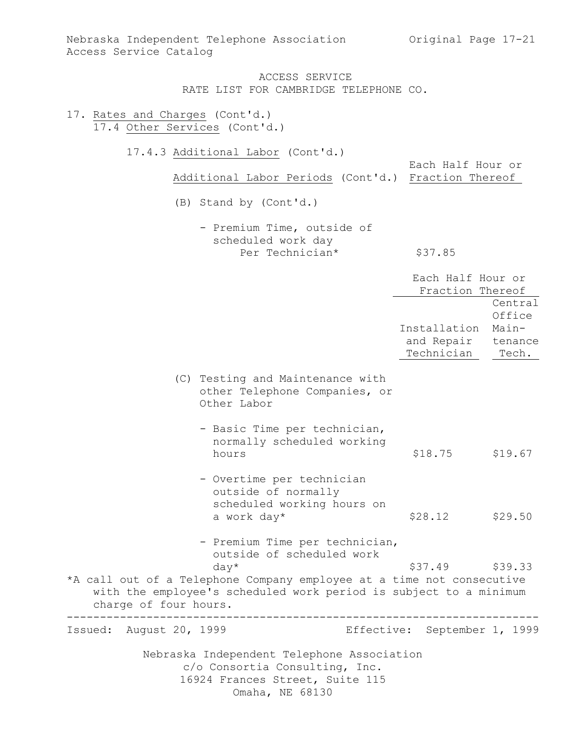ACCESS SERVICE
RATE LIST FOR CAMBRIDGE TELEPHONE CO.

17. Rates and Charges (Cont'd.)

17.4 Other Services (Cont'd.)

17.4.3 Additional Labor (Cont'd.)

| Additional Labor Periods (Cont'd.) | Each Half Hour or Fraction Thereof |
|---|---|
| (B) Stand by (Cont'd.) | |
| - Premium Time, outside of scheduled work day Per Technician* | $37.85 |

| | Each Half Hour or Fraction Thereof | |
|---|---|---|
| | Installation and Repair Technician | Central Office Maintenance Tech. |
| (C) Testing and Maintenance with other Telephone Companies, or Other Labor | | |
| - Basic Time per technician, normally scheduled working hours | $18.75 | $19.67 |
| - Overtime per technician outside of normally scheduled working hours on a work day* | $28.12 | $29.50 |
| - Premium Time per technician, outside of scheduled work day* | $37.49 | $39.33 |

*A call out of a Telephone Company employee at a time not consecutive with the employee's scheduled work period is subject to a minimum charge of four hours.

Issued: August 20, 1999 Effective: September 1, 1999

Nebraska Independent Telephone Association
c/o Consortia Consulting, Inc.
16924 Frances Street, Suite 115
Omaha, NE 68130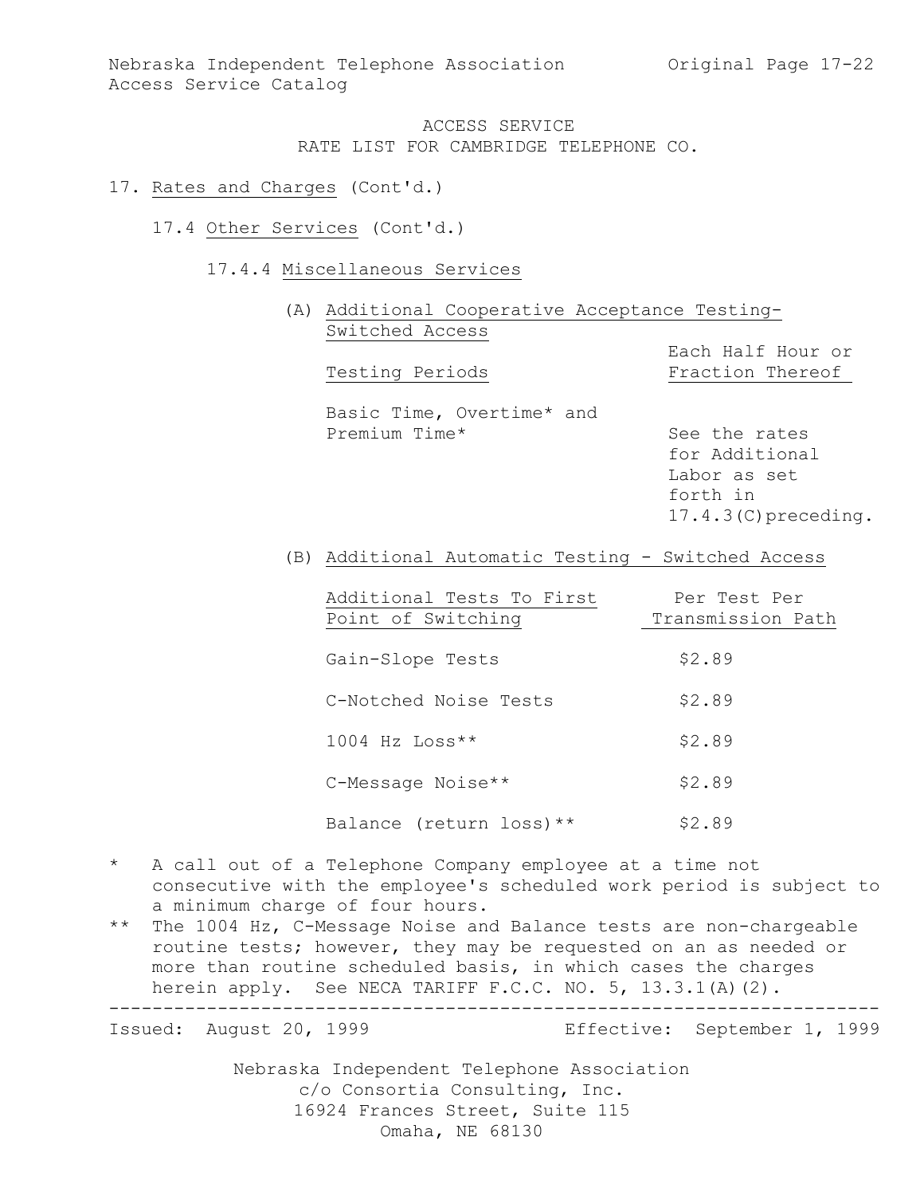ACCESS SERVICE
RATE LIST FOR CAMBRIDGE TELEPHONE CO.

17. Rates and Charges (Cont'd.)

17.4 Other Services (Cont'd.)

17.4.4 Miscellaneous Services

(A) Additional Cooperative Acceptance Testing-Switched Access

| Testing Periods | Each Half Hour or Fraction Thereof |
|---|---|
| Basic Time, Overtime* and Premium Time* | See the rates for Additional Labor as set forth in 17.4.3(C)preceding. |

(B) Additional Automatic Testing - Switched Access

| Additional Tests To First Point of Switching | Per Test Per Transmission Path |
|---|---|
| Gain-Slope Tests | $2.89 |
| C-Notched Noise Tests | $2.89 |
| 1004 Hz Loss** | $2.89 |
| C-Message Noise** | $2.89 |
| Balance (return loss)** | $2.89 |

\* A call out of a Telephone Company employee at a time not consecutive with the employee's scheduled work period is subject to a minimum charge of four hours.

\*\* The 1004 Hz, C-Message Noise and Balance tests are non-chargeable routine tests; however, they may be requested on an as needed or more than routine scheduled basis, in which cases the charges herein apply. See NECA TARIFF F.C.C. NO. 5, 13.3.1(A)(2).

Issued: August 20, 1999 Effective: September 1, 1999

Nebraska Independent Telephone Association
c/o Consortia Consulting, Inc.
16924 Frances Street, Suite 115
Omaha, NE 68130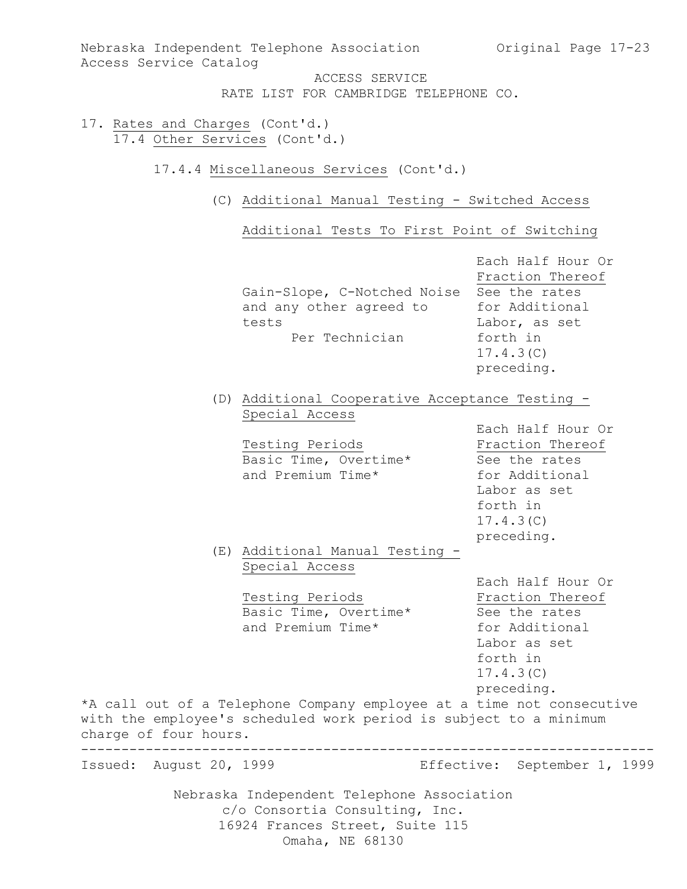ACCESS SERVICE
RATE LIST FOR CAMBRIDGE TELEPHONE CO.

17. Rates and Charges (Cont'd.)

17.4 Other Services (Cont'd.)

17.4.4 Miscellaneous Services (Cont'd.)

(C) Additional Manual Testing - Switched Access

Additional Tests To First Point of Switching

| | Each Half Hour Or Fraction Thereof |
|---|---|
| Gain-Slope, C-Notched Noise and any other agreed to tests Per Technician | See the rates for Additional Labor, as set forth in 17.4.3(C) preceding. |

(D) Additional Cooperative Acceptance Testing - Special Access

| Testing Periods | Each Half Hour Or Fraction Thereof |
|---|---|
| Basic Time, Overtime* and Premium Time* | See the rates for Additional Labor as set forth in 17.4.3(C) preceding. |

(E) Additional Manual Testing - Special Access

| Testing Periods | Each Half Hour Or Fraction Thereof |
|---|---|
| Basic Time, Overtime* and Premium Time* | See the rates for Additional Labor as set forth in 17.4.3(C) preceding. |

*A call out of a Telephone Company employee at a time not consecutive with the employee's scheduled work period is subject to a minimum charge of four hours.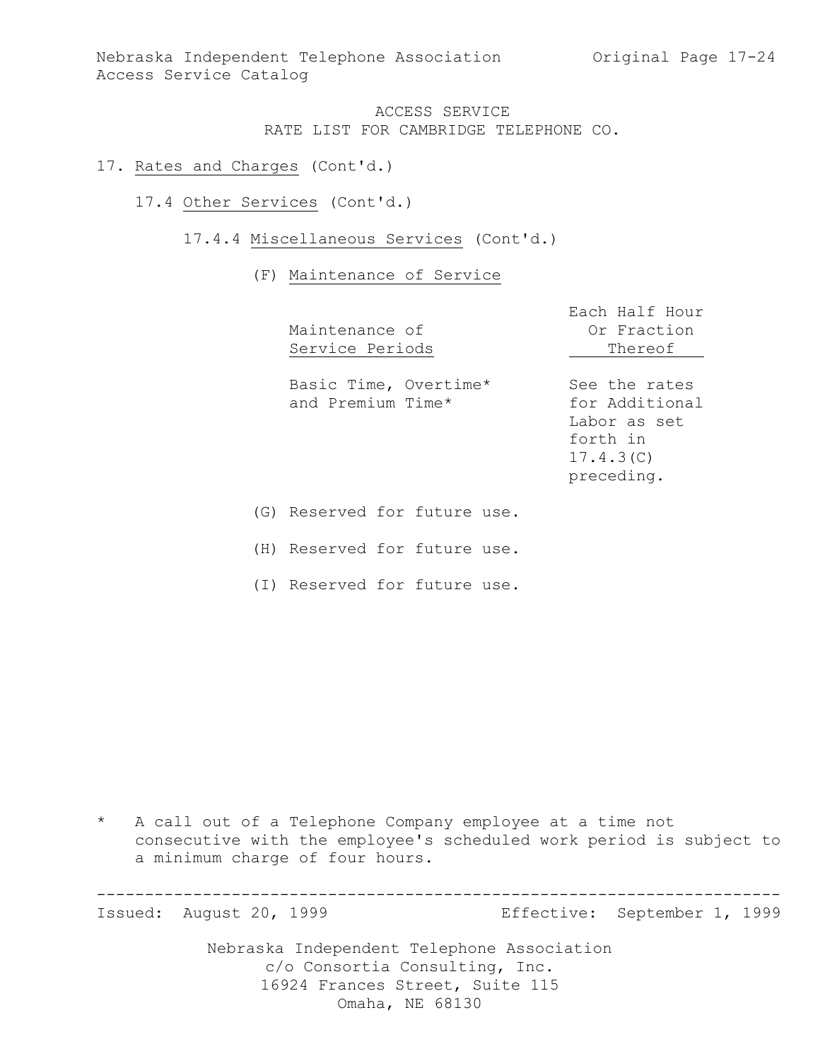ACCESS SERVICE
RATE LIST FOR CAMBRIDGE TELEPHONE CO.

17. Rates and Charges (Cont'd.)

17.4 Other Services (Cont'd.)

17.4.4 Miscellaneous Services (Cont'd.)

(F) Maintenance of Service

| Maintenance of Service Periods | Each Half Hour Or Fraction Thereof |
|---|---|
| Basic Time, Overtime* and Premium Time* | See the rates for Additional Labor as set forth in 17.4.3(C) preceding. |

(G) Reserved for future use.

(H) Reserved for future use.

(I) Reserved for future use.

\* A call out of a Telephone Company employee at a time not consecutive with the employee's scheduled work period is subject to a minimum charge of four hours.

Issued: August 20, 1999 Effective: September 1, 1999

Nebraska Independent Telephone Association
c/o Consortia Consulting, Inc.
16924 Frances Street, Suite 115
Omaha, NE 68130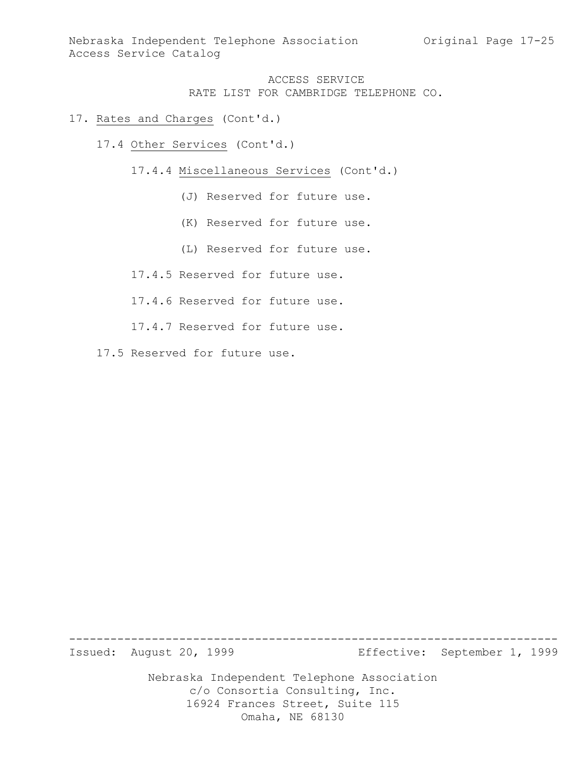ACCESS SERVICE
RATE LIST FOR CAMBRIDGE TELEPHONE CO.

17. Rates and Charges (Cont'd.)

17.4 Other Services (Cont'd.)

17.4.4 Miscellaneous Services (Cont'd.)

(J) Reserved for future use.

(K) Reserved for future use.

(L) Reserved for future use.

17.4.5 Reserved for future use.

17.4.6 Reserved for future use.

17.4.7 Reserved for future use.

17.5 Reserved for future use.